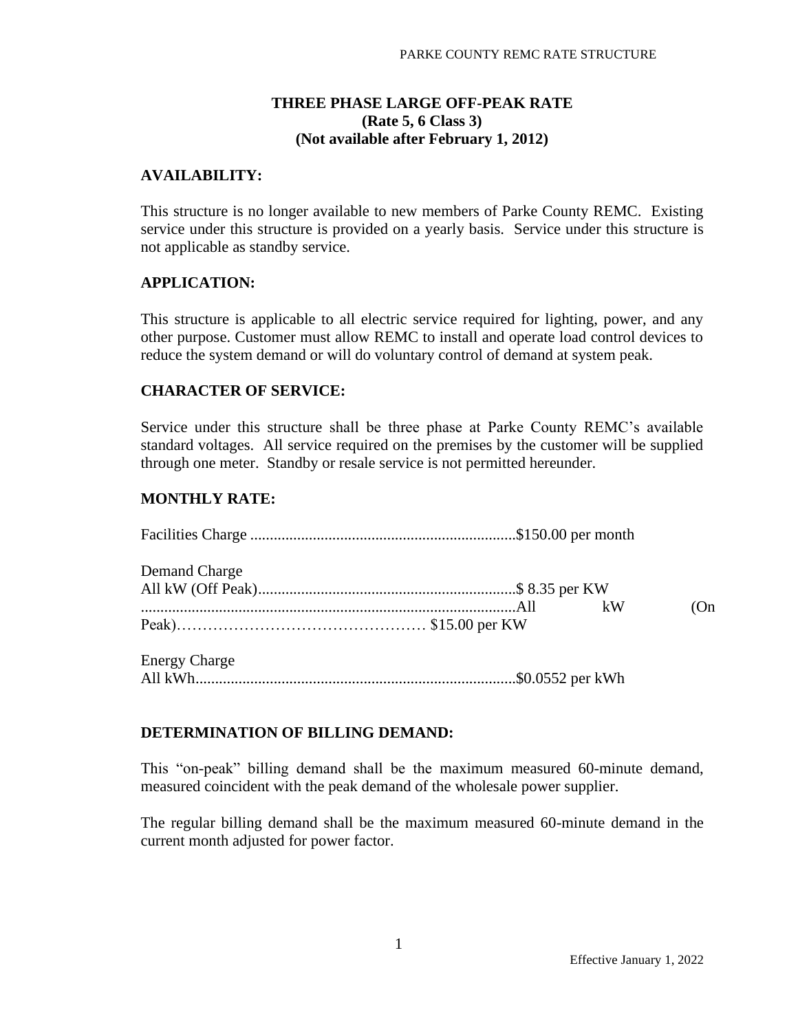## THREE PHASE LARGE OFF-PEAK RATE
**(Rate 5, 6 Class 3)**
**(Not available after February 1, 2012)**

### AVAILABILITY:

This structure is no longer available to new members of Parke County REMC. Existing service under this structure is provided on a yearly basis. Service under this structure is not applicable as standby service.

### APPLICATION:

This structure is applicable to all electric service required for lighting, power, and any other purpose. Customer must allow REMC to install and operate load control devices to reduce the system demand or will do voluntary control of demand at system peak.

### CHARACTER OF SERVICE:

Service under this structure shall be three phase at Parke County REMC's available standard voltages. All service required on the premises by the customer will be supplied through one meter. Standby or resale service is not permitted hereunder.

### MONTHLY RATE:

Facilities Charge ....................................................................$150.00 per month

Demand Charge
All kW (Off Peak)..................................................................$ 8.35 per KW
...............................................................................................All kW (On Peak)………………………………………… $15.00 per KW

Energy Charge
All kWh.................................................................................$0.0552 per kWh

### DETERMINATION OF BILLING DEMAND:

This "on-peak" billing demand shall be the maximum measured 60-minute demand, measured coincident with the peak demand of the wholesale power supplier.

The regular billing demand shall be the maximum measured 60-minute demand in the current month adjusted for power factor.

Effective January 1, 2022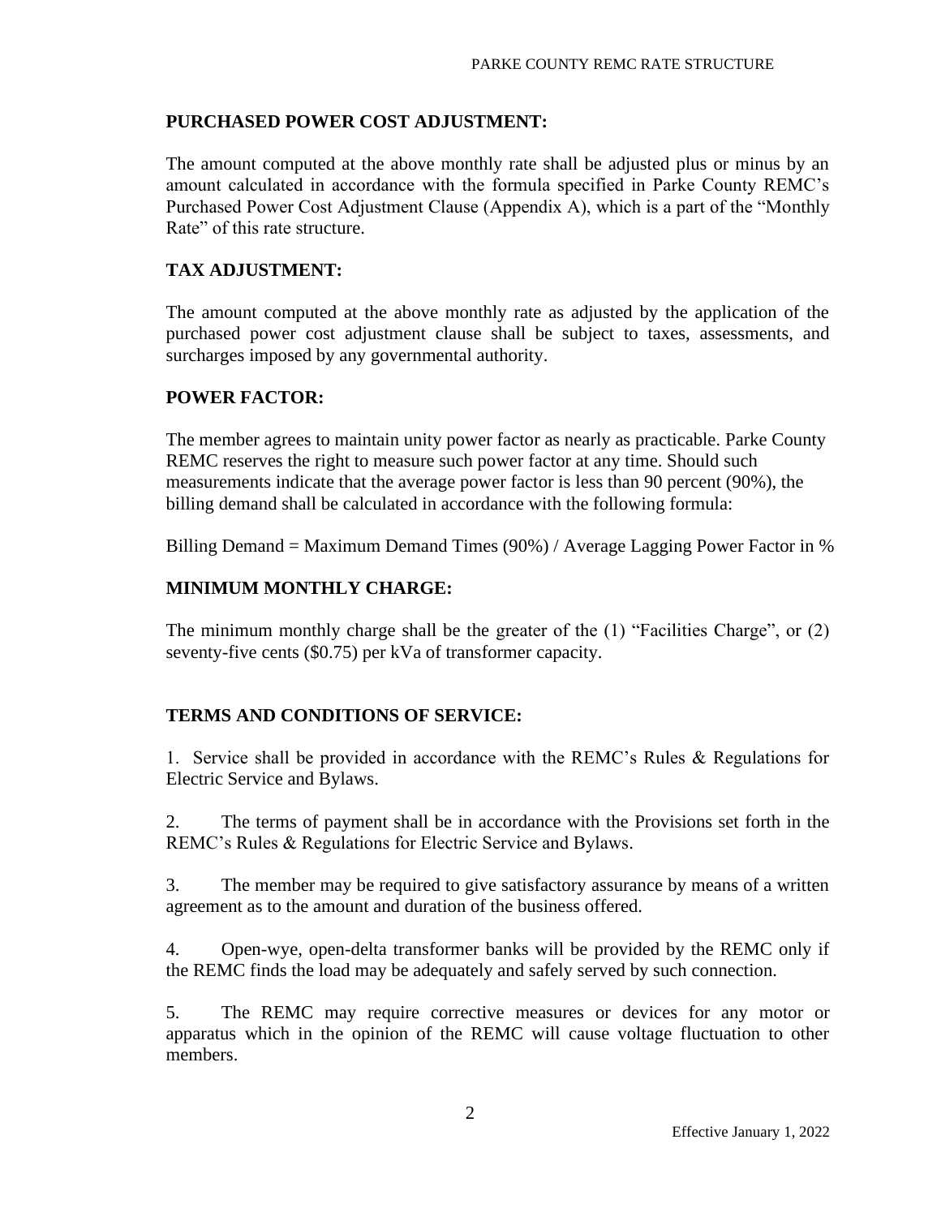## PURCHASED POWER COST ADJUSTMENT:

The amount computed at the above monthly rate shall be adjusted plus or minus by an amount calculated in accordance with the formula specified in Parke County REMC's Purchased Power Cost Adjustment Clause (Appendix A), which is a part of the "Monthly Rate" of this rate structure.

## TAX ADJUSTMENT:

The amount computed at the above monthly rate as adjusted by the application of the purchased power cost adjustment clause shall be subject to taxes, assessments, and surcharges imposed by any governmental authority.

## POWER FACTOR:

The member agrees to maintain unity power factor as nearly as practicable. Parke County REMC reserves the right to measure such power factor at any time. Should such measurements indicate that the average power factor is less than 90 percent (90%), the billing demand shall be calculated in accordance with the following formula:

Billing Demand = Maximum Demand Times (90%) / Average Lagging Power Factor in %

## MINIMUM MONTHLY CHARGE:

The minimum monthly charge shall be the greater of the (1) "Facilities Charge", or (2) seventy-five cents ($0.75) per kVa of transformer capacity.

## TERMS AND CONDITIONS OF SERVICE:

1. Service shall be provided in accordance with the REMC's Rules & Regulations for Electric Service and Bylaws.

2. The terms of payment shall be in accordance with the Provisions set forth in the REMC's Rules & Regulations for Electric Service and Bylaws.

3. The member may be required to give satisfactory assurance by means of a written agreement as to the amount and duration of the business offered.

4. Open-wye, open-delta transformer banks will be provided by the REMC only if the REMC finds the load may be adequately and safely served by such connection.

5. The REMC may require corrective measures or devices for any motor or apparatus which in the opinion of the REMC will cause voltage fluctuation to other members.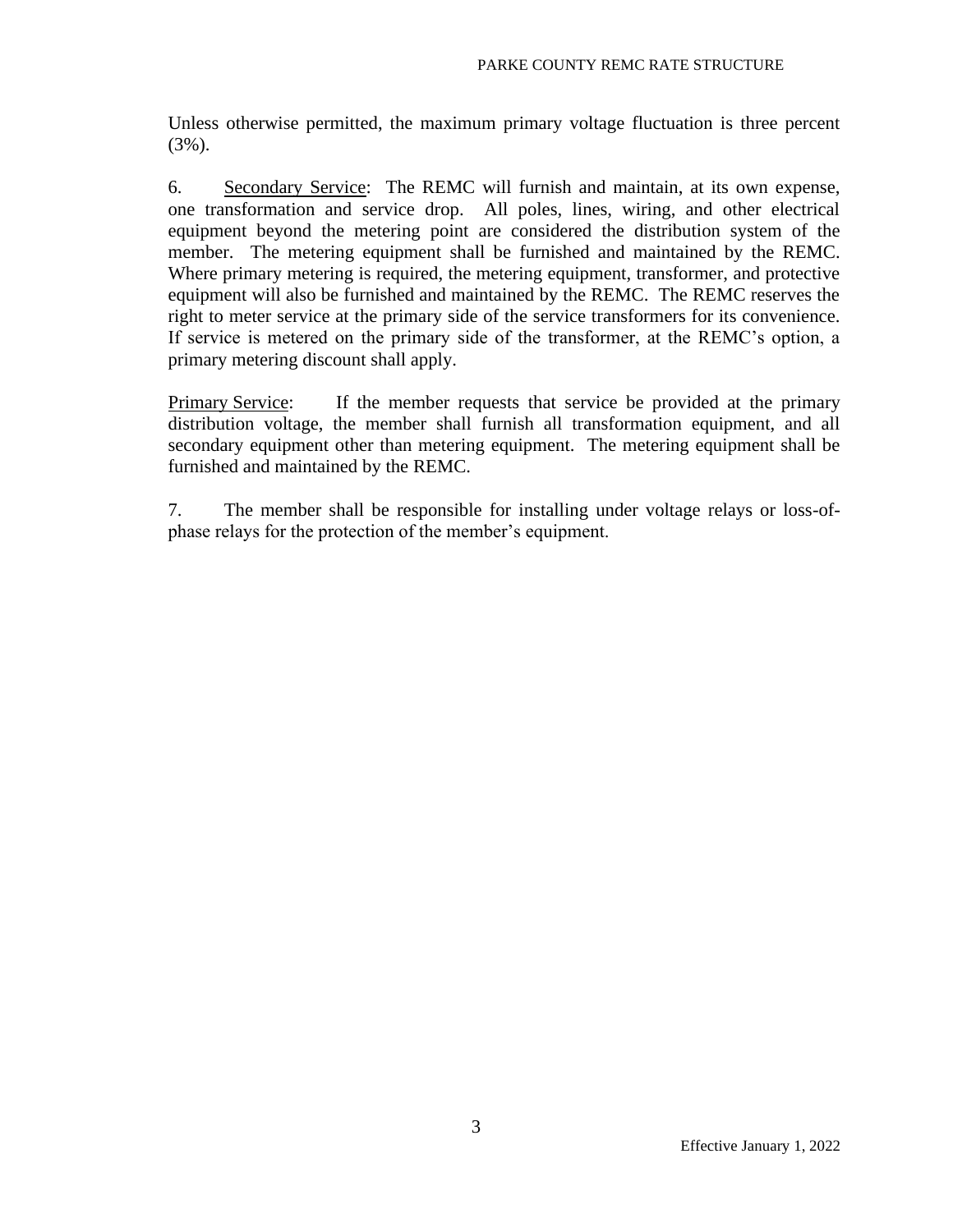Unless otherwise permitted, the maximum primary voltage fluctuation is three percent (3%).

6. Secondary Service: The REMC will furnish and maintain, at its own expense, one transformation and service drop. All poles, lines, wiring, and other electrical equipment beyond the metering point are considered the distribution system of the member. The metering equipment shall be furnished and maintained by the REMC. Where primary metering is required, the metering equipment, transformer, and protective equipment will also be furnished and maintained by the REMC. The REMC reserves the right to meter service at the primary side of the service transformers for its convenience. If service is metered on the primary side of the transformer, at the REMC's option, a primary metering discount shall apply.

Primary Service: If the member requests that service be provided at the primary distribution voltage, the member shall furnish all transformation equipment, and all secondary equipment other than metering equipment. The metering equipment shall be furnished and maintained by the REMC.

7. The member shall be responsible for installing under voltage relays or loss-of-phase relays for the protection of the member's equipment.